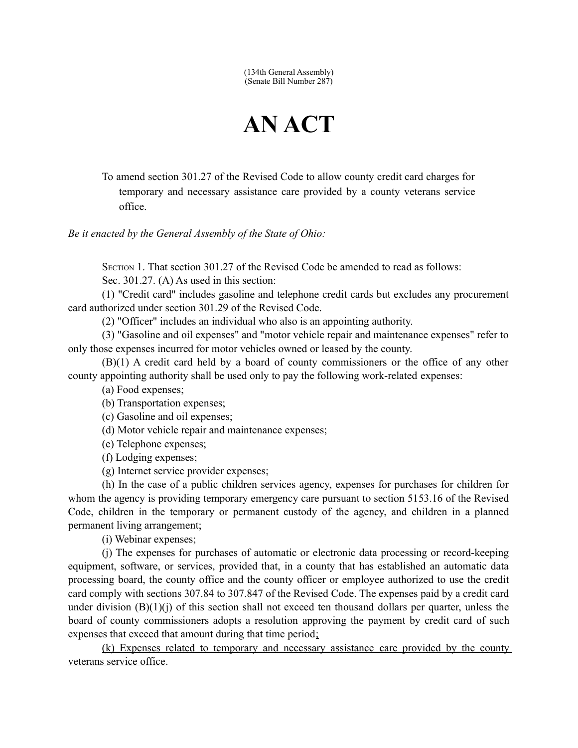(134th General Assembly)
(Senate Bill Number 287)

# AN ACT

To amend section 301.27 of the Revised Code to allow county credit card charges for temporary and necessary assistance care provided by a county veterans service office.

*Be it enacted by the General Assembly of the State of Ohio:*

Section 1. That section 301.27 of the Revised Code be amended to read as follows:

Sec. 301.27. (A) As used in this section:

(1) "Credit card" includes gasoline and telephone credit cards but excludes any procurement card authorized under section 301.29 of the Revised Code.

(2) "Officer" includes an individual who also is an appointing authority.

(3) "Gasoline and oil expenses" and "motor vehicle repair and maintenance expenses" refer to only those expenses incurred for motor vehicles owned or leased by the county.

(B)(1) A credit card held by a board of county commissioners or the office of any other county appointing authority shall be used only to pay the following work-related expenses:

(a) Food expenses;

(b) Transportation expenses;

(c) Gasoline and oil expenses;

(d) Motor vehicle repair and maintenance expenses;

(e) Telephone expenses;

(f) Lodging expenses;

(g) Internet service provider expenses;

(h) In the case of a public children services agency, expenses for purchases for children for whom the agency is providing temporary emergency care pursuant to section 5153.16 of the Revised Code, children in the temporary or permanent custody of the agency, and children in a planned permanent living arrangement;

(i) Webinar expenses;

(j) The expenses for purchases of automatic or electronic data processing or record-keeping equipment, software, or services, provided that, in a county that has established an automatic data processing board, the county office and the county officer or employee authorized to use the credit card comply with sections 307.84 to 307.847 of the Revised Code. The expenses paid by a credit card under division (B)(1)(j) of this section shall not exceed ten thousand dollars per quarter, unless the board of county commissioners adopts a resolution approving the payment by credit card of such expenses that exceed that amount during that time period;

(k) Expenses related to temporary and necessary assistance care provided by the county veterans service office.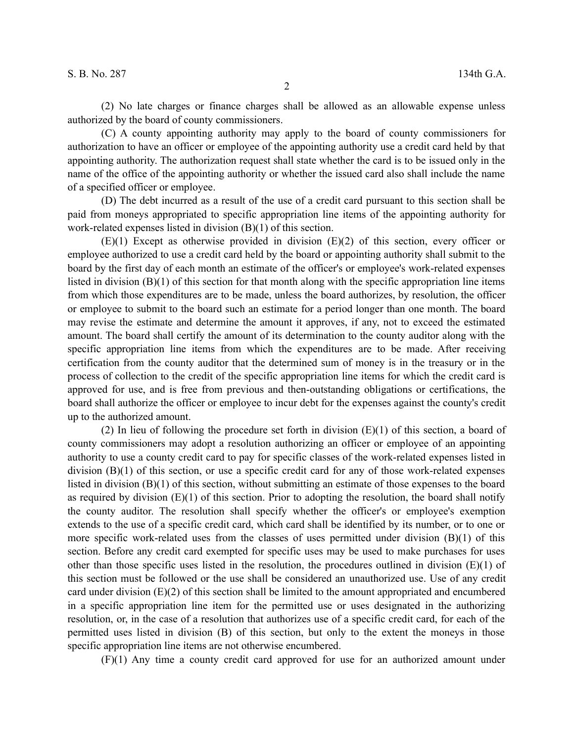(2) No late charges or finance charges shall be allowed as an allowable expense unless authorized by the board of county commissioners.

(C) A county appointing authority may apply to the board of county commissioners for authorization to have an officer or employee of the appointing authority use a credit card held by that appointing authority. The authorization request shall state whether the card is to be issued only in the name of the office of the appointing authority or whether the issued card also shall include the name of a specified officer or employee.

(D) The debt incurred as a result of the use of a credit card pursuant to this section shall be paid from moneys appropriated to specific appropriation line items of the appointing authority for work-related expenses listed in division (B)(1) of this section.

(E)(1) Except as otherwise provided in division (E)(2) of this section, every officer or employee authorized to use a credit card held by the board or appointing authority shall submit to the board by the first day of each month an estimate of the officer's or employee's work-related expenses listed in division (B)(1) of this section for that month along with the specific appropriation line items from which those expenditures are to be made, unless the board authorizes, by resolution, the officer or employee to submit to the board such an estimate for a period longer than one month. The board may revise the estimate and determine the amount it approves, if any, not to exceed the estimated amount. The board shall certify the amount of its determination to the county auditor along with the specific appropriation line items from which the expenditures are to be made. After receiving certification from the county auditor that the determined sum of money is in the treasury or in the process of collection to the credit of the specific appropriation line items for which the credit card is approved for use, and is free from previous and then-outstanding obligations or certifications, the board shall authorize the officer or employee to incur debt for the expenses against the county's credit up to the authorized amount.

(2) In lieu of following the procedure set forth in division (E)(1) of this section, a board of county commissioners may adopt a resolution authorizing an officer or employee of an appointing authority to use a county credit card to pay for specific classes of the work-related expenses listed in division (B)(1) of this section, or use a specific credit card for any of those work-related expenses listed in division (B)(1) of this section, without submitting an estimate of those expenses to the board as required by division (E)(1) of this section. Prior to adopting the resolution, the board shall notify the county auditor. The resolution shall specify whether the officer's or employee's exemption extends to the use of a specific credit card, which card shall be identified by its number, or to one or more specific work-related uses from the classes of uses permitted under division (B)(1) of this section. Before any credit card exempted for specific uses may be used to make purchases for uses other than those specific uses listed in the resolution, the procedures outlined in division (E)(1) of this section must be followed or the use shall be considered an unauthorized use. Use of any credit card under division (E)(2) of this section shall be limited to the amount appropriated and encumbered in a specific appropriation line item for the permitted use or uses designated in the authorizing resolution, or, in the case of a resolution that authorizes use of a specific credit card, for each of the permitted uses listed in division (B) of this section, but only to the extent the moneys in those specific appropriation line items are not otherwise encumbered.

(F)(1) Any time a county credit card approved for use for an authorized amount under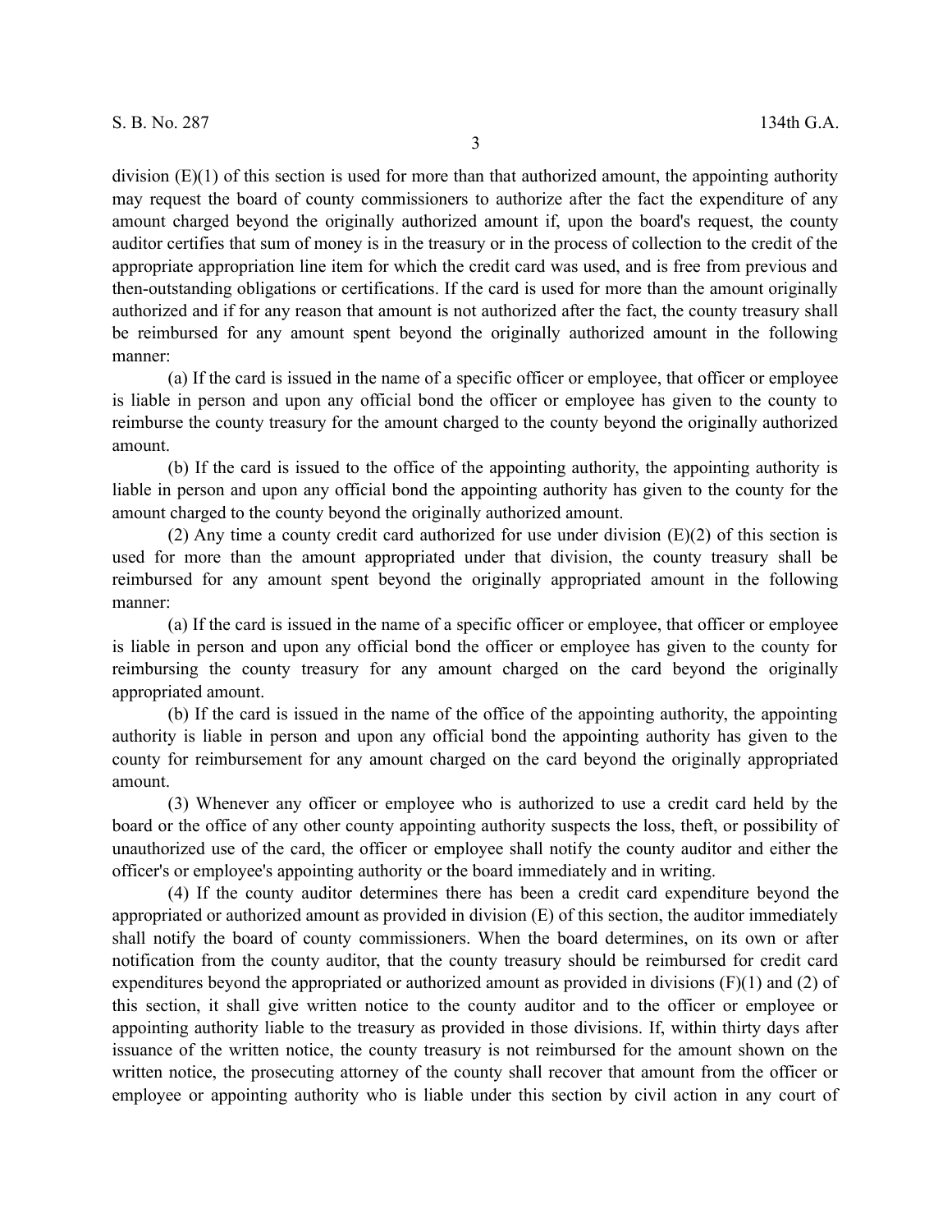division (E)(1) of this section is used for more than that authorized amount, the appointing authority may request the board of county commissioners to authorize after the fact the expenditure of any amount charged beyond the originally authorized amount if, upon the board's request, the county auditor certifies that sum of money is in the treasury or in the process of collection to the credit of the appropriate appropriation line item for which the credit card was used, and is free from previous and then-outstanding obligations or certifications. If the card is used for more than the amount originally authorized and if for any reason that amount is not authorized after the fact, the county treasury shall be reimbursed for any amount spent beyond the originally authorized amount in the following manner:

(a) If the card is issued in the name of a specific officer or employee, that officer or employee is liable in person and upon any official bond the officer or employee has given to the county to reimburse the county treasury for the amount charged to the county beyond the originally authorized amount.

(b) If the card is issued to the office of the appointing authority, the appointing authority is liable in person and upon any official bond the appointing authority has given to the county for the amount charged to the county beyond the originally authorized amount.

(2) Any time a county credit card authorized for use under division (E)(2) of this section is used for more than the amount appropriated under that division, the county treasury shall be reimbursed for any amount spent beyond the originally appropriated amount in the following manner:

(a) If the card is issued in the name of a specific officer or employee, that officer or employee is liable in person and upon any official bond the officer or employee has given to the county for reimbursing the county treasury for any amount charged on the card beyond the originally appropriated amount.

(b) If the card is issued in the name of the office of the appointing authority, the appointing authority is liable in person and upon any official bond the appointing authority has given to the county for reimbursement for any amount charged on the card beyond the originally appropriated amount.

(3) Whenever any officer or employee who is authorized to use a credit card held by the board or the office of any other county appointing authority suspects the loss, theft, or possibility of unauthorized use of the card, the officer or employee shall notify the county auditor and either the officer's or employee's appointing authority or the board immediately and in writing.

(4) If the county auditor determines there has been a credit card expenditure beyond the appropriated or authorized amount as provided in division (E) of this section, the auditor immediately shall notify the board of county commissioners. When the board determines, on its own or after notification from the county auditor, that the county treasury should be reimbursed for credit card expenditures beyond the appropriated or authorized amount as provided in divisions (F)(1) and (2) of this section, it shall give written notice to the county auditor and to the officer or employee or appointing authority liable to the treasury as provided in those divisions. If, within thirty days after issuance of the written notice, the county treasury is not reimbursed for the amount shown on the written notice, the prosecuting attorney of the county shall recover that amount from the officer or employee or appointing authority who is liable under this section by civil action in any court of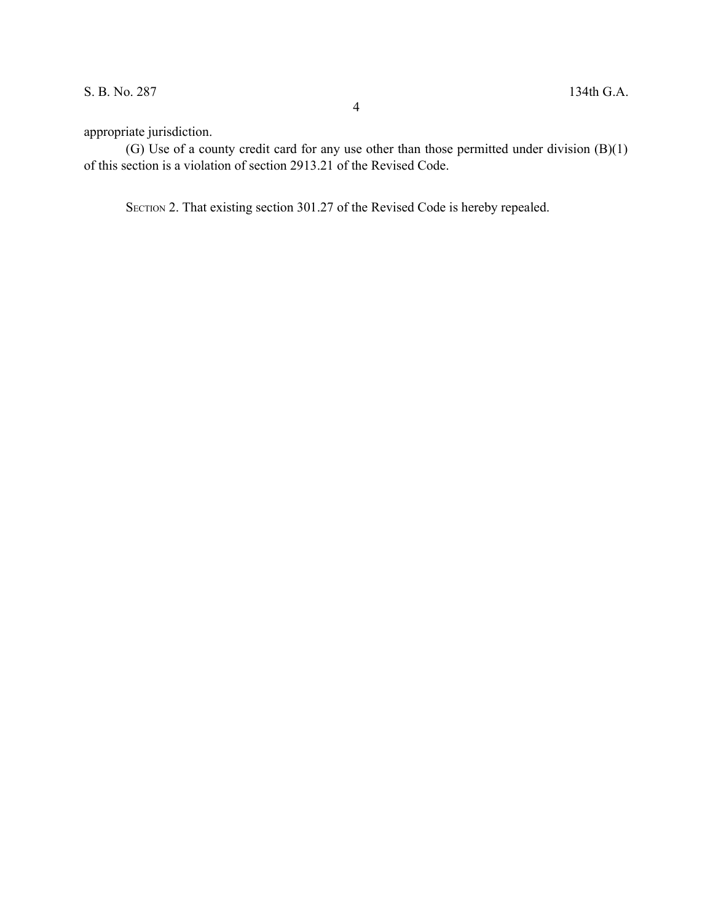appropriate jurisdiction.

(G) Use of a county credit card for any use other than those permitted under division (B)(1) of this section is a violation of section 2913.21 of the Revised Code.

SECTION 2. That existing section 301.27 of the Revised Code is hereby repealed.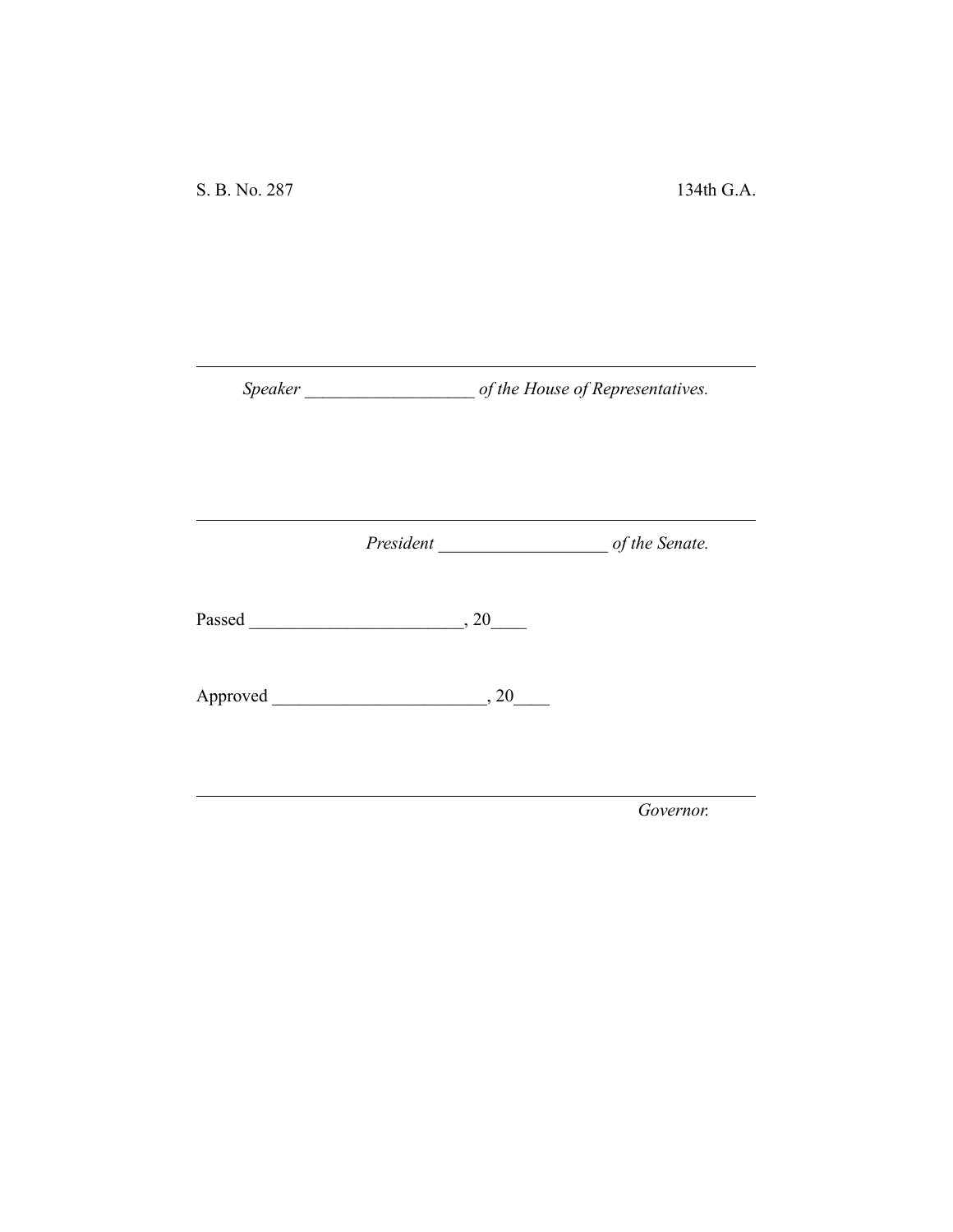S. B. No. 287 134th G.A.

---

*Speaker* ___________________ *of the House of Representatives.*

---

*President* ___________________ *of the Senate.*

Passed ________________________, 20____

Approved ________________________, 20____

---

*Governor.*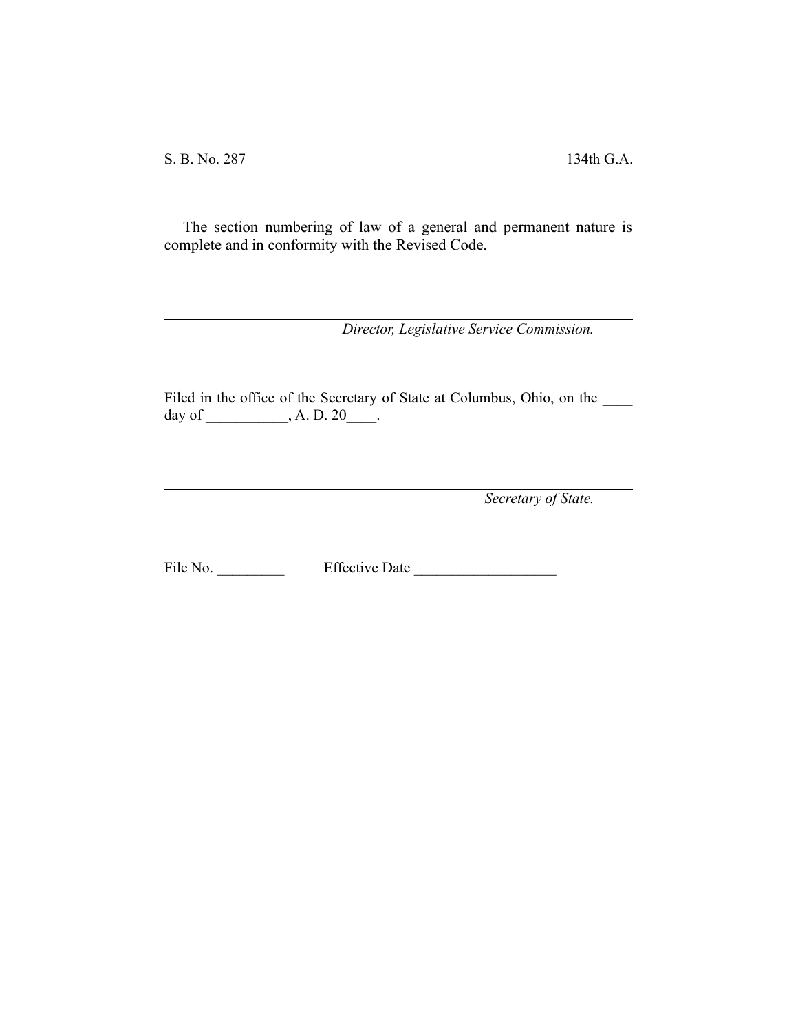S. B. No. 287 134th G.A.

The section numbering of law of a general and permanent nature is complete and in conformity with the Revised Code.

\_\_\_\_\_\_\_\_\_\_\_\_\_\_\_\_\_\_\_\_\_\_\_\_\_\_\_\_\_\_\_\_\_\_\_\_\_\_\_\_\_\_\_\_\_\_\_\_

*Director, Legislative Service Commission.*

Filed in the office of the Secretary of State at Columbus, Ohio, on the \_\_\_\_ day of \_\_\_\_\_\_\_\_\_\_\_, A. D. 20\_\_\_\_.

\_\_\_\_\_\_\_\_\_\_\_\_\_\_\_\_\_\_\_\_\_\_\_\_\_\_\_\_\_\_\_\_\_\_\_\_\_\_\_\_\_\_\_\_\_\_\_\_

*Secretary of State.*

File No. \_\_\_\_\_\_\_\_\_ Effective Date \_\_\_\_\_\_\_\_\_\_\_\_\_\_\_\_\_\_\_